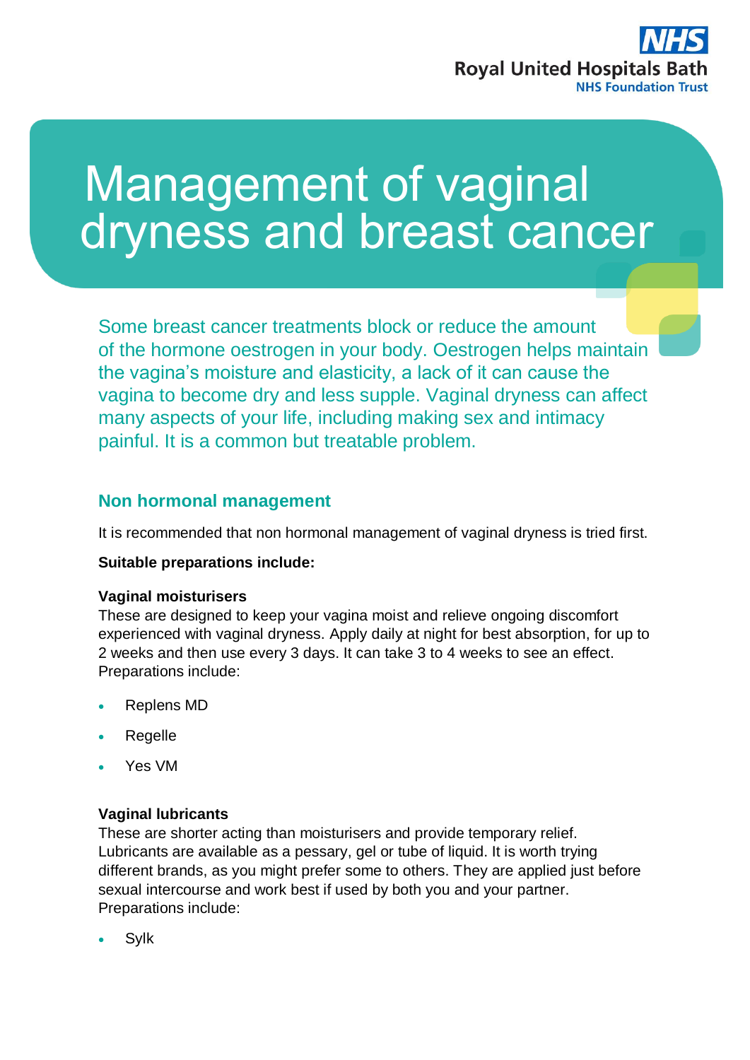Royal United Hospitals Bath
NHS Foundation Trust

# Management of vaginal dryness and breast cancer

Some breast cancer treatments block or reduce the amount of the hormone oestrogen in your body. Oestrogen helps maintain the vagina's moisture and elasticity, a lack of it can cause the vagina to become dry and less supple. Vaginal dryness can affect many aspects of your life, including making sex and intimacy painful. It is a common but treatable problem.

## Non hormonal management

It is recommended that non hormonal management of vaginal dryness is tried first.

**Suitable preparations include:**

**Vaginal moisturisers**
These are designed to keep your vagina moist and relieve ongoing discomfort experienced with vaginal dryness. Apply daily at night for best absorption, for up to 2 weeks and then use every 3 days. It can take 3 to 4 weeks to see an effect. Preparations include:

- Replens MD
- Regelle
- Yes VM

**Vaginal lubricants**
These are shorter acting than moisturisers and provide temporary relief. Lubricants are available as a pessary, gel or tube of liquid. It is worth trying different brands, as you might prefer some to others. They are applied just before sexual intercourse and work best if used by both you and your partner. Preparations include:

- Sylk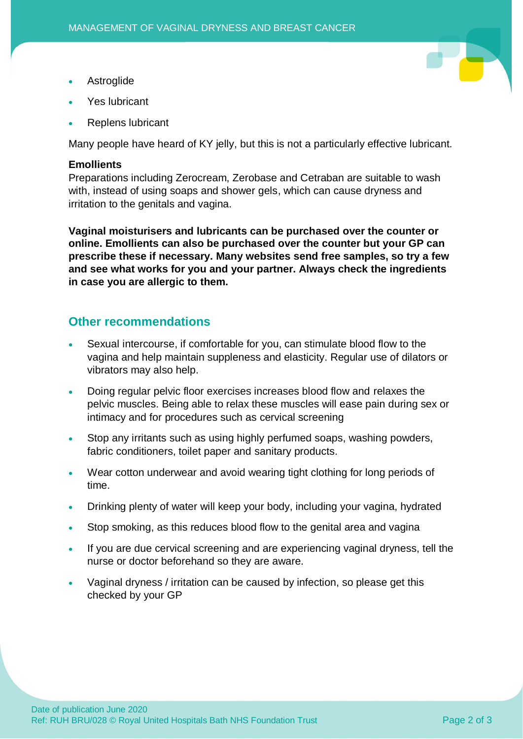- Astroglide
- Yes lubricant
- Replens lubricant

Many people have heard of KY jelly, but this is not a particularly effective lubricant.

**Emollients**
Preparations including Zerocream, Zerobase and Cetraban are suitable to wash with, instead of using soaps and shower gels, which can cause dryness and irritation to the genitals and vagina.

**Vaginal moisturisers and lubricants can be purchased over the counter or online. Emollients can also be purchased over the counter but your GP can prescribe these if necessary. Many websites send free samples, so try a few and see what works for you and your partner. Always check the ingredients in case you are allergic to them.**

## Other recommendations

- Sexual intercourse, if comfortable for you, can stimulate blood flow to the vagina and help maintain suppleness and elasticity. Regular use of dilators or vibrators may also help.
- Doing regular pelvic floor exercises increases blood flow and relaxes the pelvic muscles. Being able to relax these muscles will ease pain during sex or intimacy and for procedures such as cervical screening
- Stop any irritants such as using highly perfumed soaps, washing powders, fabric conditioners, toilet paper and sanitary products.
- Wear cotton underwear and avoid wearing tight clothing for long periods of time.
- Drinking plenty of water will keep your body, including your vagina, hydrated
- Stop smoking, as this reduces blood flow to the genital area and vagina
- If you are due cervical screening and are experiencing vaginal dryness, tell the nurse or doctor beforehand so they are aware.
- Vaginal dryness / irritation can be caused by infection, so please get this checked by your GP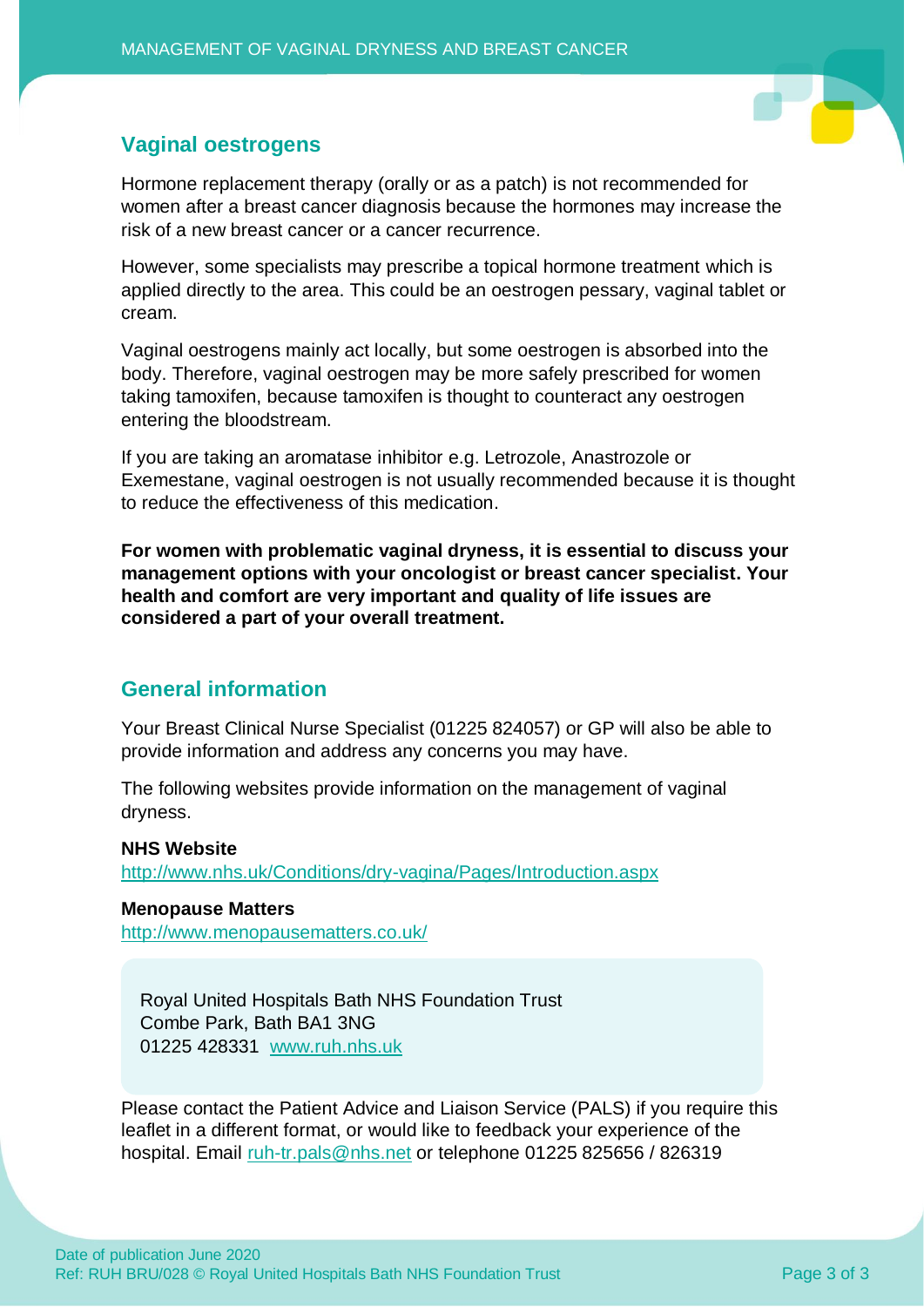## Vaginal oestrogens

Hormone replacement therapy (orally or as a patch) is not recommended for women after a breast cancer diagnosis because the hormones may increase the risk of a new breast cancer or a cancer recurrence.

However, some specialists may prescribe a topical hormone treatment which is applied directly to the area. This could be an oestrogen pessary, vaginal tablet or cream.

Vaginal oestrogens mainly act locally, but some oestrogen is absorbed into the body. Therefore, vaginal oestrogen may be more safely prescribed for women taking tamoxifen, because tamoxifen is thought to counteract any oestrogen entering the bloodstream.

If you are taking an aromatase inhibitor e.g. Letrozole, Anastrozole or Exemestane, vaginal oestrogen is not usually recommended because it is thought to reduce the effectiveness of this medication.

**For women with problematic vaginal dryness, it is essential to discuss your management options with your oncologist or breast cancer specialist. Your health and comfort are very important and quality of life issues are considered a part of your overall treatment.**

## General information

Your Breast Clinical Nurse Specialist (01225 824057) or GP will also be able to provide information and address any concerns you may have.

The following websites provide information on the management of vaginal dryness.

**NHS Website**
http://www.nhs.uk/Conditions/dry-vagina/Pages/Introduction.aspx

**Menopause Matters**
http://www.menopausematters.co.uk/

Royal United Hospitals Bath NHS Foundation Trust
Combe Park, Bath BA1 3NG
01225 428331 www.ruh.nhs.uk

Please contact the Patient Advice and Liaison Service (PALS) if you require this leaflet in a different format, or would like to feedback your experience of the hospital. Email ruh-tr.pals@nhs.net or telephone 01225 825656 / 826319

Date of publication June 2020
Ref: RUH BRU/028 © Royal United Hospitals Bath NHS Foundation Trust